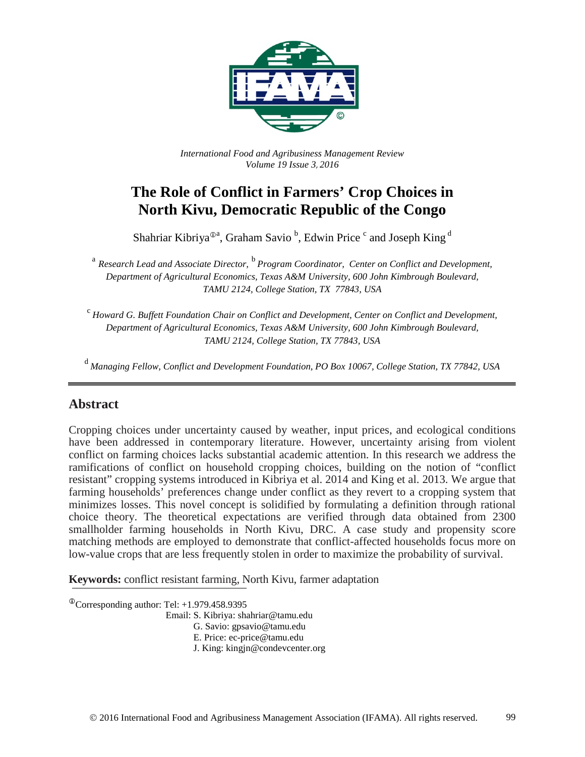*International Food and Agribusiness Management Review*
*Volume 19 Issue 3, 2016*

# The Role of Conflict in Farmers' Crop Choices in North Kivu, Democratic Republic of the Congo

Shahriar Kibriya[ⓘa], Graham Savio [b], Edwin Price [c] and Joseph King [d]

[a] *Research Lead and Associate Director,* [b] *Program Coordinator, Center on Conflict and Development, Department of Agricultural Economics, Texas A&M University, 600 John Kimbrough Boulevard, TAMU 2124, College Station, TX 77843, USA*

[c] *Howard G. Buffett Foundation Chair on Conflict and Development, Center on Conflict and Development, Department of Agricultural Economics, Texas A&M University, 600 John Kimbrough Boulevard, TAMU 2124, College Station, TX 77843, USA*

[d] *Managing Fellow, Conflict and Development Foundation, PO Box 10067, College Station, TX 77842, USA*

## Abstract

Cropping choices under uncertainty caused by weather, input prices, and ecological conditions have been addressed in contemporary literature. However, uncertainty arising from violent conflict on farming choices lacks substantial academic attention. In this research we address the ramifications of conflict on household cropping choices, building on the notion of "conflict resistant" cropping systems introduced in Kibriya et al. 2014 and King et al. 2013. We argue that farming households' preferences change under conflict as they revert to a cropping system that minimizes losses. This novel concept is solidified by formulating a definition through rational choice theory. The theoretical expectations are verified through data obtained from 2300 smallholder farming households in North Kivu, DRC. A case study and propensity score matching methods are employed to demonstrate that conflict-affected households focus more on low-value crops that are less frequently stolen in order to maximize the probability of survival.

**Keywords:** conflict resistant farming, North Kivu, farmer adaptation

[ⓘ]Corresponding author: Tel: +1.979.458.9395
Email: S. Kibriya: shahriar@tamu.edu
G. Savio: gpsavio@tamu.edu
E. Price: ec-price@tamu.edu
J. King: kingjn@condevcenter.org

© 2016 International Food and Agribusiness Management Association (IFAMA). All rights reserved.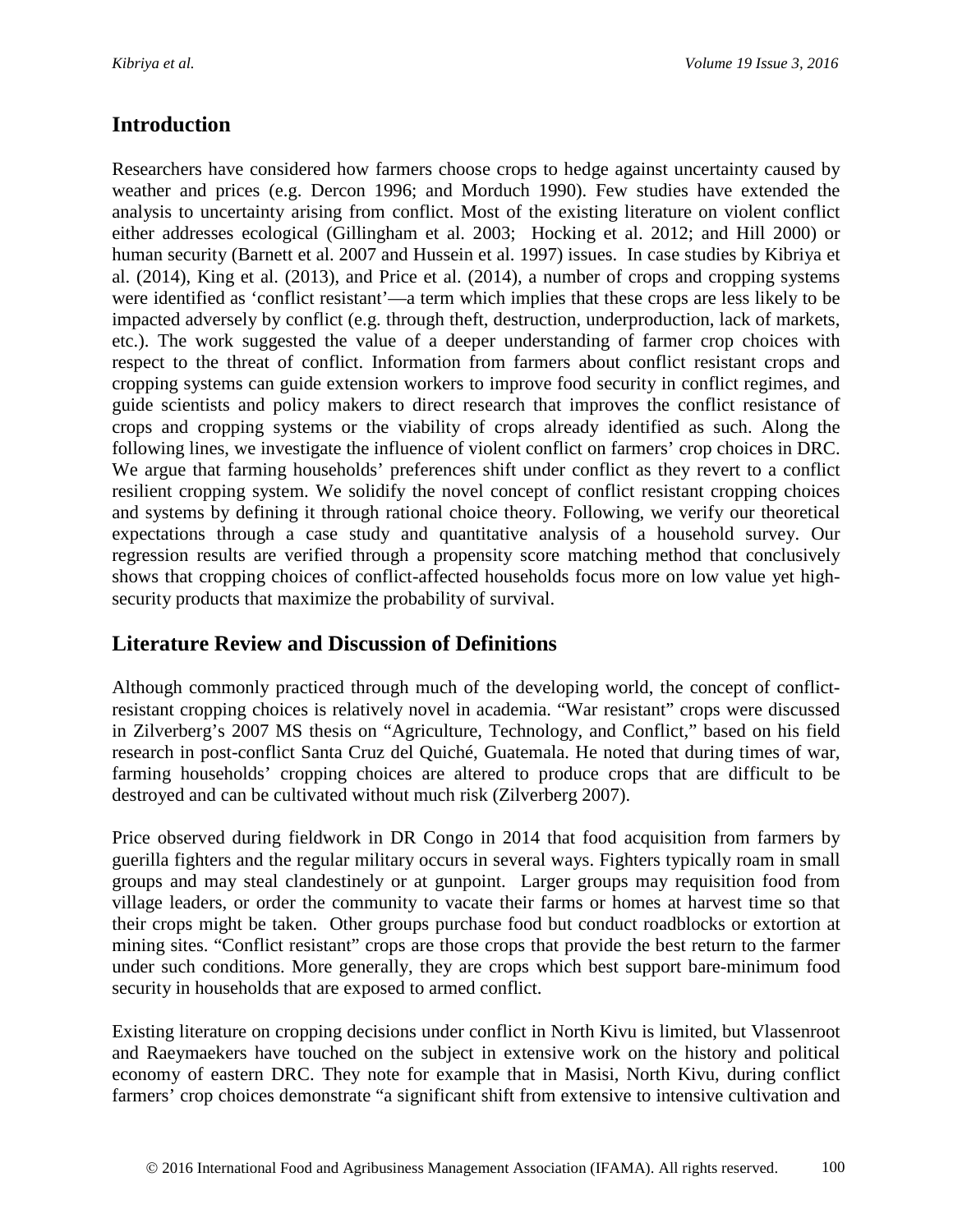## Introduction

Researchers have considered how farmers choose crops to hedge against uncertainty caused by weather and prices (e.g. Dercon 1996; and Morduch 1990). Few studies have extended the analysis to uncertainty arising from conflict. Most of the existing literature on violent conflict either addresses ecological (Gillingham et al. 2003; Hocking et al. 2012; and Hill 2000) or human security (Barnett et al. 2007 and Hussein et al. 1997) issues. In case studies by Kibriya et al. (2014), King et al. (2013), and Price et al. (2014), a number of crops and cropping systems were identified as 'conflict resistant'—a term which implies that these crops are less likely to be impacted adversely by conflict (e.g. through theft, destruction, underproduction, lack of markets, etc.). The work suggested the value of a deeper understanding of farmer crop choices with respect to the threat of conflict. Information from farmers about conflict resistant crops and cropping systems can guide extension workers to improve food security in conflict regimes, and guide scientists and policy makers to direct research that improves the conflict resistance of crops and cropping systems or the viability of crops already identified as such. Along the following lines, we investigate the influence of violent conflict on farmers' crop choices in DRC. We argue that farming households' preferences shift under conflict as they revert to a conflict resilient cropping system. We solidify the novel concept of conflict resistant cropping choices and systems by defining it through rational choice theory. Following, we verify our theoretical expectations through a case study and quantitative analysis of a household survey. Our regression results are verified through a propensity score matching method that conclusively shows that cropping choices of conflict-affected households focus more on low value yet high-security products that maximize the probability of survival.

## Literature Review and Discussion of Definitions

Although commonly practiced through much of the developing world, the concept of conflict-resistant cropping choices is relatively novel in academia. "War resistant" crops were discussed in Zilverberg's 2007 MS thesis on "Agriculture, Technology, and Conflict," based on his field research in post-conflict Santa Cruz del Quiché, Guatemala. He noted that during times of war, farming households' cropping choices are altered to produce crops that are difficult to be destroyed and can be cultivated without much risk (Zilverberg 2007).

Price observed during fieldwork in DR Congo in 2014 that food acquisition from farmers by guerilla fighters and the regular military occurs in several ways. Fighters typically roam in small groups and may steal clandestinely or at gunpoint. Larger groups may requisition food from village leaders, or order the community to vacate their farms or homes at harvest time so that their crops might be taken. Other groups purchase food but conduct roadblocks or extortion at mining sites. "Conflict resistant" crops are those crops that provide the best return to the farmer under such conditions. More generally, they are crops which best support bare-minimum food security in households that are exposed to armed conflict.

Existing literature on cropping decisions under conflict in North Kivu is limited, but Vlassenroot and Raeymaekers have touched on the subject in extensive work on the history and political economy of eastern DRC. They note for example that in Masisi, North Kivu, during conflict farmers' crop choices demonstrate "a significant shift from extensive to intensive cultivation and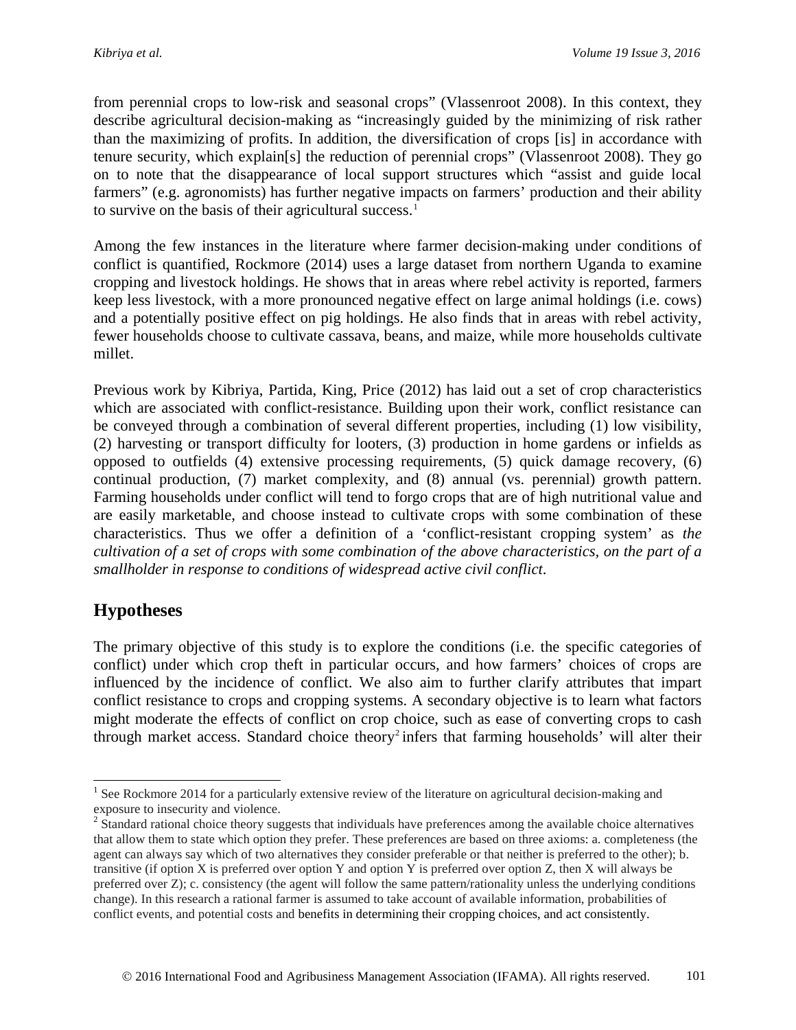from perennial crops to low-risk and seasonal crops" (Vlassenroot 2008). In this context, they describe agricultural decision-making as "increasingly guided by the minimizing of risk rather than the maximizing of profits. In addition, the diversification of crops [is] in accordance with tenure security, which explain[s] the reduction of perennial crops" (Vlassenroot 2008). They go on to note that the disappearance of local support structures which "assist and guide local farmers" (e.g. agronomists) has further negative impacts on farmers' production and their ability to survive on the basis of their agricultural success.[1]

Among the few instances in the literature where farmer decision-making under conditions of conflict is quantified, Rockmore (2014) uses a large dataset from northern Uganda to examine cropping and livestock holdings. He shows that in areas where rebel activity is reported, farmers keep less livestock, with a more pronounced negative effect on large animal holdings (i.e. cows) and a potentially positive effect on pig holdings. He also finds that in areas with rebel activity, fewer households choose to cultivate cassava, beans, and maize, while more households cultivate millet.

Previous work by Kibriya, Partida, King, Price (2012) has laid out a set of crop characteristics which are associated with conflict-resistance. Building upon their work, conflict resistance can be conveyed through a combination of several different properties, including (1) low visibility, (2) harvesting or transport difficulty for looters, (3) production in home gardens or infields as opposed to outfields (4) extensive processing requirements, (5) quick damage recovery, (6) continual production, (7) market complexity, and (8) annual (vs. perennial) growth pattern. Farming households under conflict will tend to forgo crops that are of high nutritional value and are easily marketable, and choose instead to cultivate crops with some combination of these characteristics. Thus we offer a definition of a 'conflict-resistant cropping system' as *the cultivation of a set of crops with some combination of the above characteristics, on the part of a smallholder in response to conditions of widespread active civil conflict*.

## Hypotheses

The primary objective of this study is to explore the conditions (i.e. the specific categories of conflict) under which crop theft in particular occurs, and how farmers' choices of crops are influenced by the incidence of conflict. We also aim to further clarify attributes that impart conflict resistance to crops and cropping systems. A secondary objective is to learn what factors might moderate the effects of conflict on crop choice, such as ease of converting crops to cash through market access. Standard choice theory[2] infers that farming households' will alter their

---

[1] See Rockmore 2014 for a particularly extensive review of the literature on agricultural decision-making and exposure to insecurity and violence.

[2] Standard rational choice theory suggests that individuals have preferences among the available choice alternatives that allow them to state which option they prefer. These preferences are based on three axioms: a. completeness (the agent can always say which of two alternatives they consider preferable or that neither is preferred to the other); b. transitive (if option X is preferred over option Y and option Y is preferred over option Z, then X will always be preferred over Z); c. consistency (the agent will follow the same pattern/rationality unless the underlying conditions change). In this research a rational farmer is assumed to take account of available information, probabilities of conflict events, and potential costs and benefits in determining their cropping choices, and act consistently.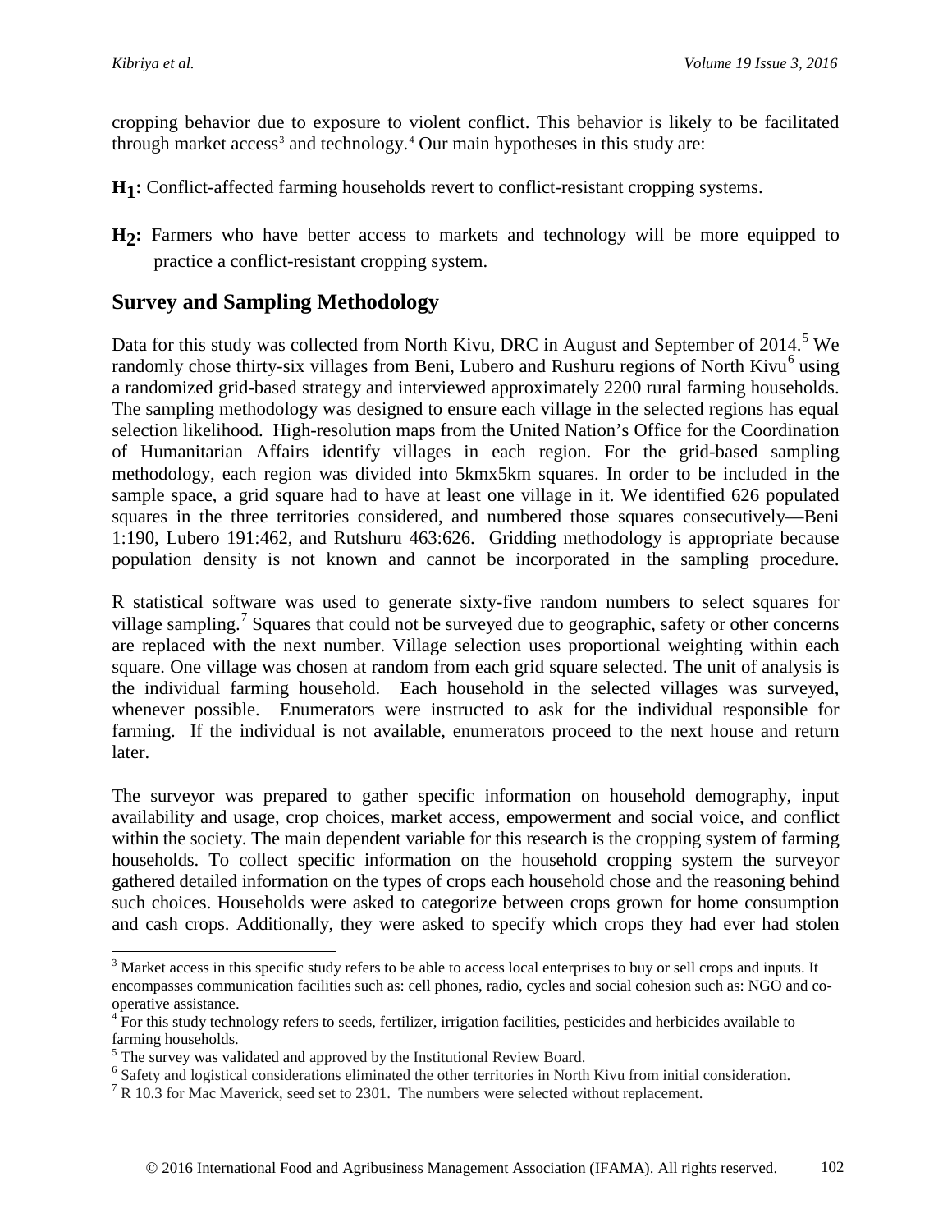cropping behavior due to exposure to violent conflict. This behavior is likely to be facilitated through market access[3] and technology.[4] Our main hypotheses in this study are:

**$H_1$:** Conflict-affected farming households revert to conflict-resistant cropping systems.

**$H_2$:** Farmers who have better access to markets and technology will be more equipped to practice a conflict-resistant cropping system.

## Survey and Sampling Methodology

Data for this study was collected from North Kivu, DRC in August and September of 2014.[5] We randomly chose thirty-six villages from Beni, Lubero and Rushuru regions of North Kivu[6] using a randomized grid-based strategy and interviewed approximately 2200 rural farming households. The sampling methodology was designed to ensure each village in the selected regions has equal selection likelihood. High-resolution maps from the United Nation's Office for the Coordination of Humanitarian Affairs identify villages in each region. For the grid-based sampling methodology, each region was divided into 5kmx5km squares. In order to be included in the sample space, a grid square had to have at least one village in it. We identified 626 populated squares in the three territories considered, and numbered those squares consecutively—Beni 1:190, Lubero 191:462, and Rutshuru 463:626. Gridding methodology is appropriate because population density is not known and cannot be incorporated in the sampling procedure.

R statistical software was used to generate sixty-five random numbers to select squares for village sampling.[7] Squares that could not be surveyed due to geographic, safety or other concerns are replaced with the next number. Village selection uses proportional weighting within each square. One village was chosen at random from each grid square selected. The unit of analysis is the individual farming household. Each household in the selected villages was surveyed, whenever possible. Enumerators were instructed to ask for the individual responsible for farming. If the individual is not available, enumerators proceed to the next house and return later.

The surveyor was prepared to gather specific information on household demography, input availability and usage, crop choices, market access, empowerment and social voice, and conflict within the society. The main dependent variable for this research is the cropping system of farming households. To collect specific information on the household cropping system the surveyor gathered detailed information on the types of crops each household chose and the reasoning behind such choices. Households were asked to categorize between crops grown for home consumption and cash crops. Additionally, they were asked to specify which crops they had ever had stolen

---

[3] Market access in this specific study refers to be able to access local enterprises to buy or sell crops and inputs. It encompasses communication facilities such as: cell phones, radio, cycles and social cohesion such as: NGO and co-operative assistance.

[4] For this study technology refers to seeds, fertilizer, irrigation facilities, pesticides and herbicides available to farming households.

[5] The survey was validated and approved by the Institutional Review Board.

[6] Safety and logistical considerations eliminated the other territories in North Kivu from initial consideration.

[7] R 10.3 for Mac Maverick, seed set to 2301. The numbers were selected without replacement.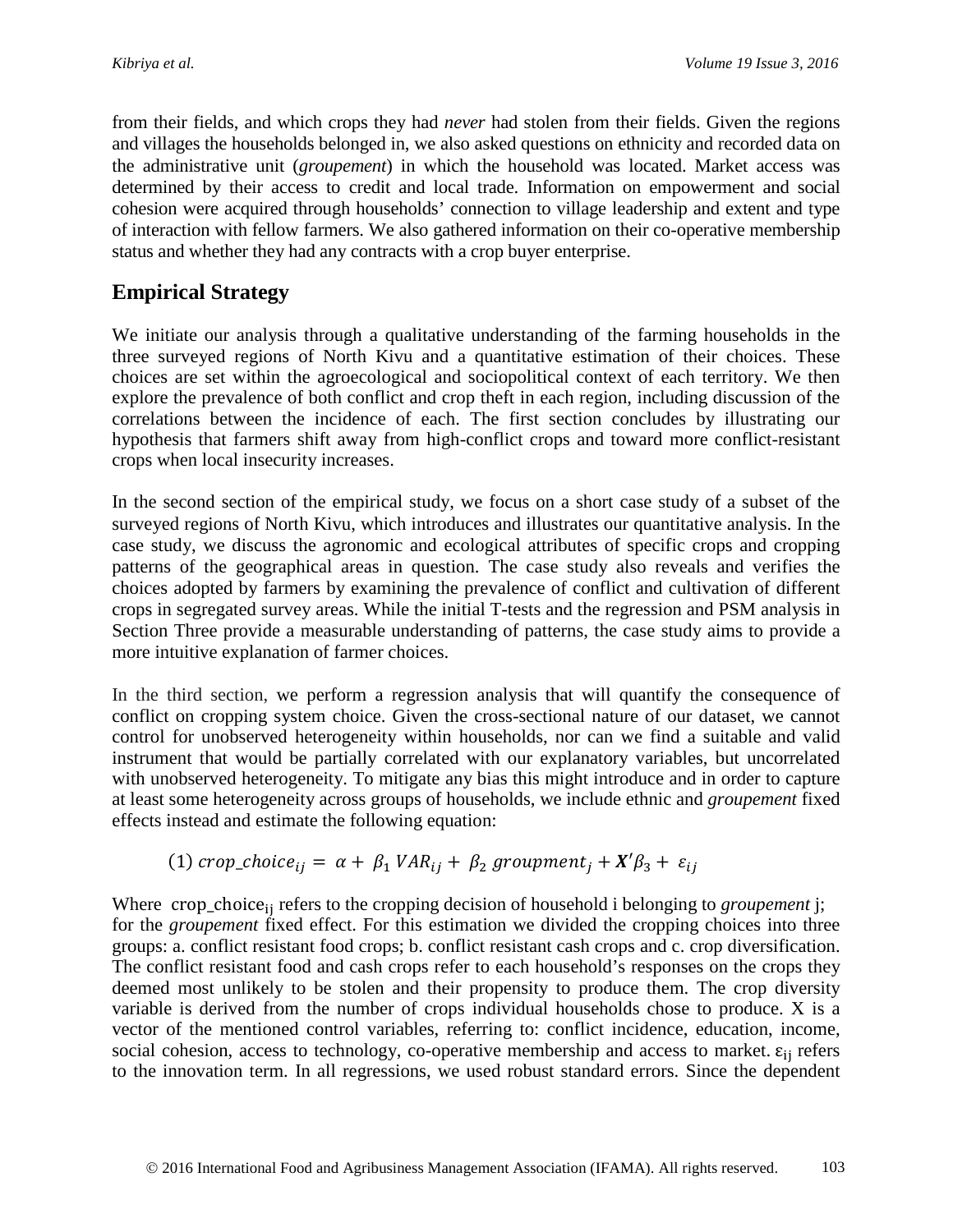from their fields, and which crops they had *never* had stolen from their fields. Given the regions and villages the households belonged in, we also asked questions on ethnicity and recorded data on the administrative unit (*groupement*) in which the household was located. Market access was determined by their access to credit and local trade. Information on empowerment and social cohesion were acquired through households' connection to village leadership and extent and type of interaction with fellow farmers. We also gathered information on their co-operative membership status and whether they had any contracts with a crop buyer enterprise.

## Empirical Strategy

We initiate our analysis through a qualitative understanding of the farming households in the three surveyed regions of North Kivu and a quantitative estimation of their choices. These choices are set within the agroecological and sociopolitical context of each territory. We then explore the prevalence of both conflict and crop theft in each region, including discussion of the correlations between the incidence of each. The first section concludes by illustrating our hypothesis that farmers shift away from high-conflict crops and toward more conflict-resistant crops when local insecurity increases.

In the second section of the empirical study, we focus on a short case study of a subset of the surveyed regions of North Kivu, which introduces and illustrates our quantitative analysis. In the case study, we discuss the agronomic and ecological attributes of specific crops and cropping patterns of the geographical areas in question. The case study also reveals and verifies the choices adopted by farmers by examining the prevalence of conflict and cultivation of different crops in segregated survey areas. While the initial T-tests and the regression and PSM analysis in Section Three provide a measurable understanding of patterns, the case study aims to provide a more intuitive explanation of farmer choices.

In the third section, we perform a regression analysis that will quantify the consequence of conflict on cropping system choice. Given the cross-sectional nature of our dataset, we cannot control for unobserved heterogeneity within households, nor can we find a suitable and valid instrument that would be partially correlated with our explanatory variables, but uncorrelated with unobserved heterogeneity. To mitigate any bias this might introduce and in order to capture at least some heterogeneity across groups of households, we include ethnic and *groupement* fixed effects instead and estimate the following equation:

$$(1)\ crop\_choice_{ij} = \alpha + \beta_1\, VAR_{ij} + \beta_2\, groupment_j + \boldsymbol{X}'\beta_3 + \varepsilon_{ij}$$

Where $crop\_choice_{ij}$ refers to the cropping decision of household i belonging to *groupement* j; for the *groupement* fixed effect. For this estimation we divided the cropping choices into three groups: a. conflict resistant food crops; b. conflict resistant cash crops and c. crop diversification. The conflict resistant food and cash crops refer to each household's responses on the crops they deemed most unlikely to be stolen and their propensity to produce them. The crop diversity variable is derived from the number of crops individual households chose to produce. X is a vector of the mentioned control variables, referring to: conflict incidence, education, income, social cohesion, access to technology, co-operative membership and access to market. $\varepsilon_{ij}$ refers to the innovation term. In all regressions, we used robust standard errors. Since the dependent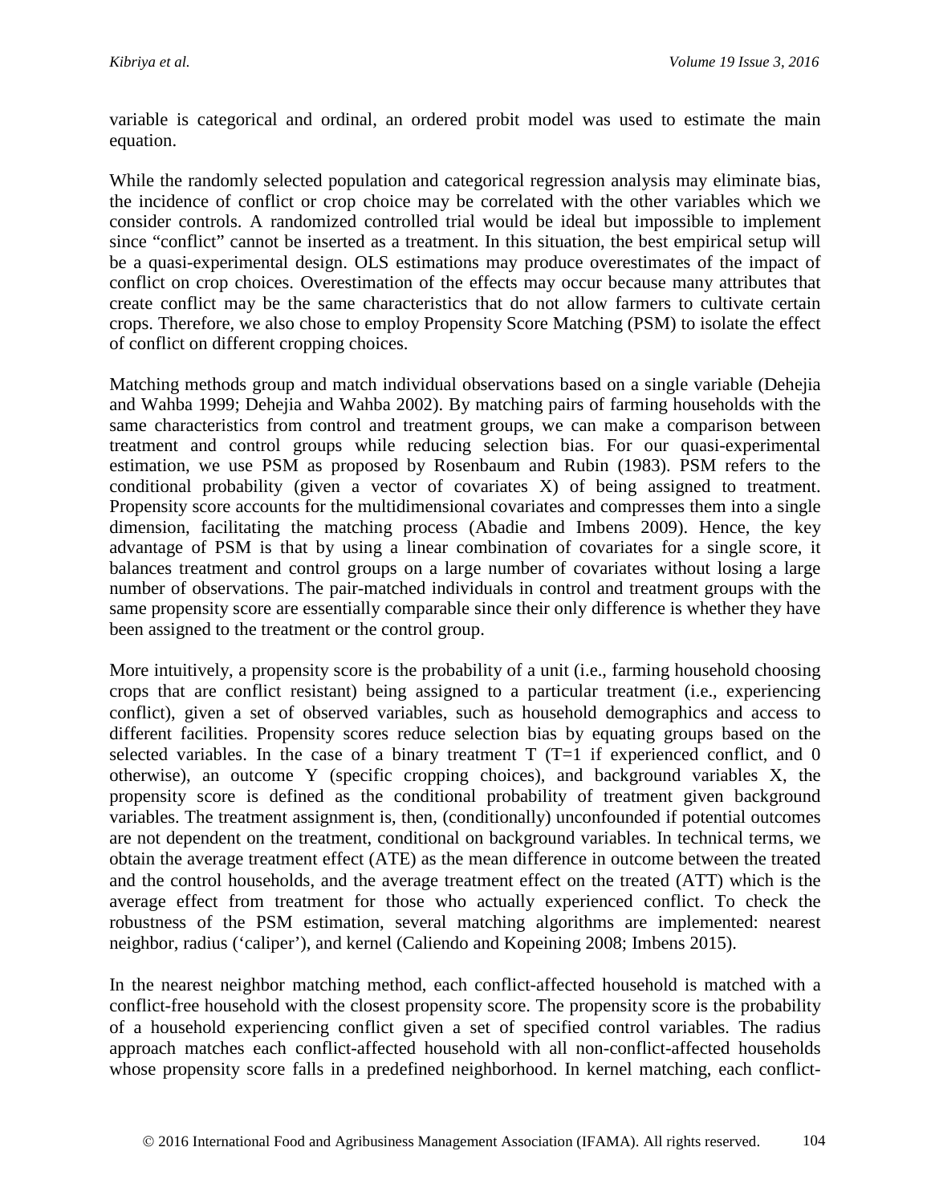variable is categorical and ordinal, an ordered probit model was used to estimate the main equation.

While the randomly selected population and categorical regression analysis may eliminate bias, the incidence of conflict or crop choice may be correlated with the other variables which we consider controls. A randomized controlled trial would be ideal but impossible to implement since "conflict" cannot be inserted as a treatment. In this situation, the best empirical setup will be a quasi-experimental design. OLS estimations may produce overestimates of the impact of conflict on crop choices. Overestimation of the effects may occur because many attributes that create conflict may be the same characteristics that do not allow farmers to cultivate certain crops. Therefore, we also chose to employ Propensity Score Matching (PSM) to isolate the effect of conflict on different cropping choices.

Matching methods group and match individual observations based on a single variable (Dehejia and Wahba 1999; Dehejia and Wahba 2002). By matching pairs of farming households with the same characteristics from control and treatment groups, we can make a comparison between treatment and control groups while reducing selection bias. For our quasi-experimental estimation, we use PSM as proposed by Rosenbaum and Rubin (1983). PSM refers to the conditional probability (given a vector of covariates X) of being assigned to treatment. Propensity score accounts for the multidimensional covariates and compresses them into a single dimension, facilitating the matching process (Abadie and Imbens 2009). Hence, the key advantage of PSM is that by using a linear combination of covariates for a single score, it balances treatment and control groups on a large number of covariates without losing a large number of observations. The pair-matched individuals in control and treatment groups with the same propensity score are essentially comparable since their only difference is whether they have been assigned to the treatment or the control group.

More intuitively, a propensity score is the probability of a unit (i.e., farming household choosing crops that are conflict resistant) being assigned to a particular treatment (i.e., experiencing conflict), given a set of observed variables, such as household demographics and access to different facilities. Propensity scores reduce selection bias by equating groups based on the selected variables. In the case of a binary treatment T (T=1 if experienced conflict, and 0 otherwise), an outcome Y (specific cropping choices), and background variables X, the propensity score is defined as the conditional probability of treatment given background variables. The treatment assignment is, then, (conditionally) unconfounded if potential outcomes are not dependent on the treatment, conditional on background variables. In technical terms, we obtain the average treatment effect (ATE) as the mean difference in outcome between the treated and the control households, and the average treatment effect on the treated (ATT) which is the average effect from treatment for those who actually experienced conflict. To check the robustness of the PSM estimation, several matching algorithms are implemented: nearest neighbor, radius ('caliper'), and kernel (Caliendo and Kopeining 2008; Imbens 2015).

In the nearest neighbor matching method, each conflict-affected household is matched with a conflict-free household with the closest propensity score. The propensity score is the probability of a household experiencing conflict given a set of specified control variables. The radius approach matches each conflict-affected household with all non-conflict-affected households whose propensity score falls in a predefined neighborhood. In kernel matching, each conflict-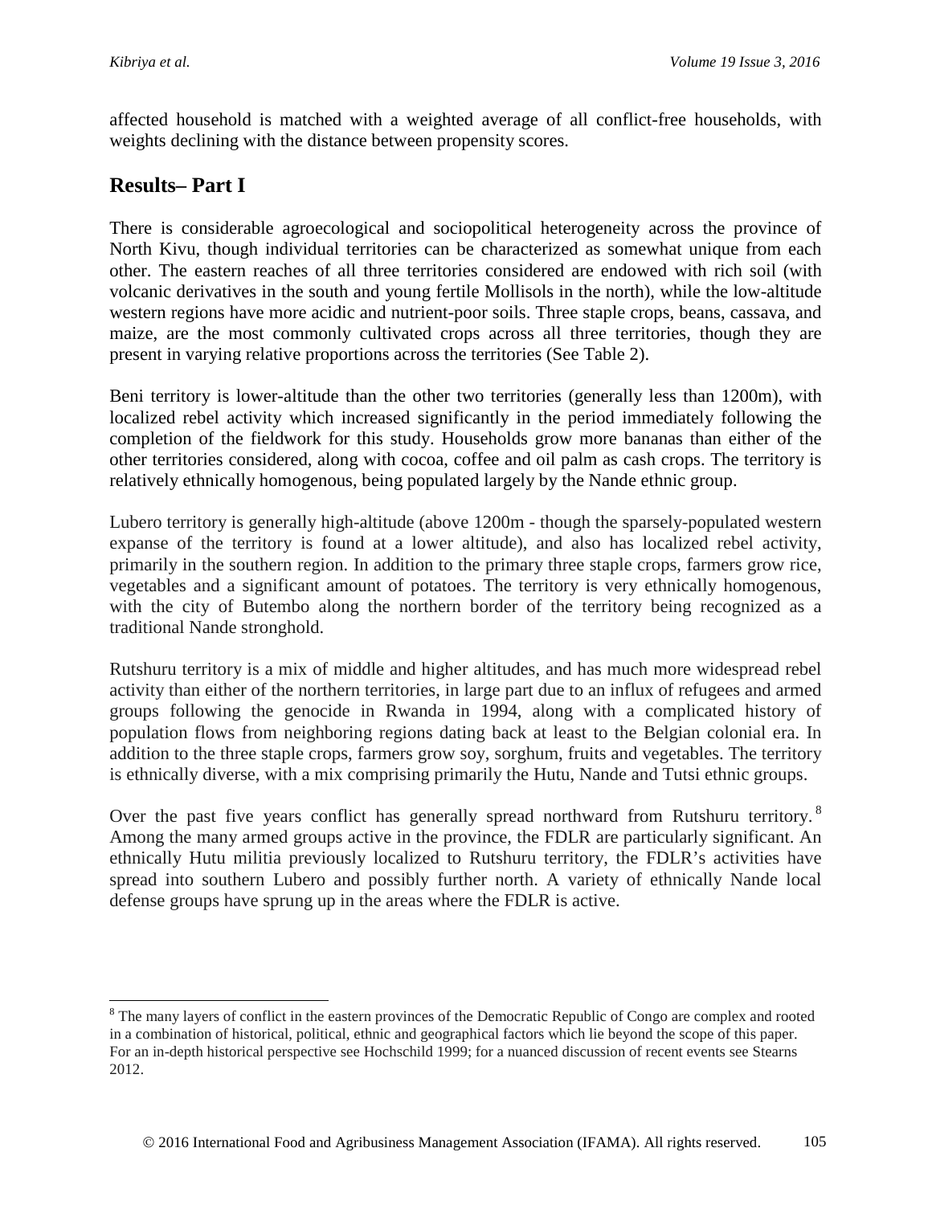affected household is matched with a weighted average of all conflict-free households, with weights declining with the distance between propensity scores.

## Results– Part I

There is considerable agroecological and sociopolitical heterogeneity across the province of North Kivu, though individual territories can be characterized as somewhat unique from each other. The eastern reaches of all three territories considered are endowed with rich soil (with volcanic derivatives in the south and young fertile Mollisols in the north), while the low-altitude western regions have more acidic and nutrient-poor soils. Three staple crops, beans, cassava, and maize, are the most commonly cultivated crops across all three territories, though they are present in varying relative proportions across the territories (See Table 2).

Beni territory is lower-altitude than the other two territories (generally less than 1200m), with localized rebel activity which increased significantly in the period immediately following the completion of the fieldwork for this study. Households grow more bananas than either of the other territories considered, along with cocoa, coffee and oil palm as cash crops. The territory is relatively ethnically homogenous, being populated largely by the Nande ethnic group.

Lubero territory is generally high-altitude (above 1200m - though the sparsely-populated western expanse of the territory is found at a lower altitude), and also has localized rebel activity, primarily in the southern region. In addition to the primary three staple crops, farmers grow rice, vegetables and a significant amount of potatoes. The territory is very ethnically homogenous, with the city of Butembo along the northern border of the territory being recognized as a traditional Nande stronghold.

Rutshuru territory is a mix of middle and higher altitudes, and has much more widespread rebel activity than either of the northern territories, in large part due to an influx of refugees and armed groups following the genocide in Rwanda in 1994, along with a complicated history of population flows from neighboring regions dating back at least to the Belgian colonial era. In addition to the three staple crops, farmers grow soy, sorghum, fruits and vegetables. The territory is ethnically diverse, with a mix comprising primarily the Hutu, Nande and Tutsi ethnic groups.

Over the past five years conflict has generally spread northward from Rutshuru territory.[8] Among the many armed groups active in the province, the FDLR are particularly significant. An ethnically Hutu militia previously localized to Rutshuru territory, the FDLR's activities have spread into southern Lubero and possibly further north. A variety of ethnically Nande local defense groups have sprung up in the areas where the FDLR is active.

---

[8] The many layers of conflict in the eastern provinces of the Democratic Republic of Congo are complex and rooted in a combination of historical, political, ethnic and geographical factors which lie beyond the scope of this paper. For an in-depth historical perspective see Hochschild 1999; for a nuanced discussion of recent events see Stearns 2012.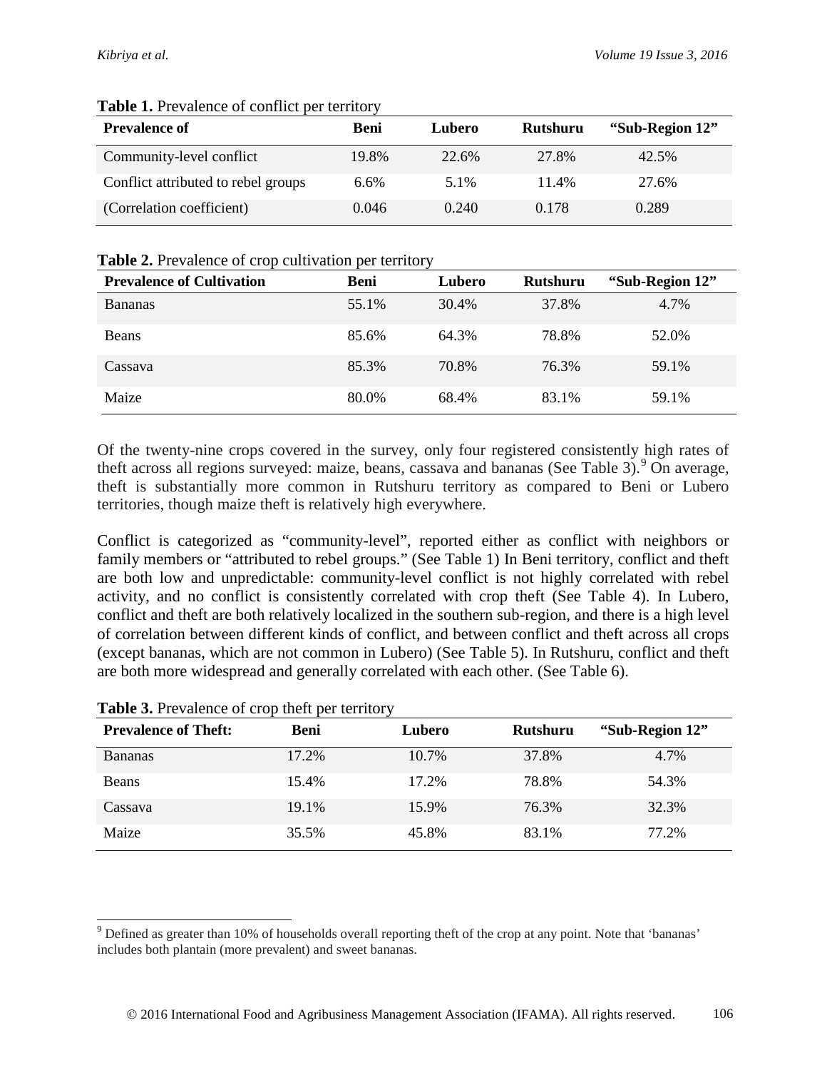**Table 1.** Prevalence of conflict per territory

| Prevalence of | Beni | Lubero | Rutshuru | "Sub-Region 12" |
|---|---|---|---|---|
| Community-level conflict | 19.8% | 22.6% | 27.8% | 42.5% |
| Conflict attributed to rebel groups | 6.6% | 5.1% | 11.4% | 27.6% |
| (Correlation coefficient) | 0.046 | 0.240 | 0.178 | 0.289 |

**Table 2.** Prevalence of crop cultivation per territory

| Prevalence of Cultivation | Beni | Lubero | Rutshuru | "Sub-Region 12" |
|---|---|---|---|---|
| Bananas | 55.1% | 30.4% | 37.8% | 4.7% |
| Beans | 85.6% | 64.3% | 78.8% | 52.0% |
| Cassava | 85.3% | 70.8% | 76.3% | 59.1% |
| Maize | 80.0% | 68.4% | 83.1% | 59.1% |

Of the twenty-nine crops covered in the survey, only four registered consistently high rates of theft across all regions surveyed: maize, beans, cassava and bananas (See Table 3).[9] On average, theft is substantially more common in Rutshuru territory as compared to Beni or Lubero territories, though maize theft is relatively high everywhere.

Conflict is categorized as "community-level", reported either as conflict with neighbors or family members or "attributed to rebel groups." (See Table 1) In Beni territory, conflict and theft are both low and unpredictable: community-level conflict is not highly correlated with rebel activity, and no conflict is consistently correlated with crop theft (See Table 4). In Lubero, conflict and theft are both relatively localized in the southern sub-region, and there is a high level of correlation between different kinds of conflict, and between conflict and theft across all crops (except bananas, which are not common in Lubero) (See Table 5). In Rutshuru, conflict and theft are both more widespread and generally correlated with each other. (See Table 6).

**Table 3.** Prevalence of crop theft per territory

| Prevalence of Theft: | Beni | Lubero | Rutshuru | "Sub-Region 12" |
|---|---|---|---|---|
| Bananas | 17.2% | 10.7% | 37.8% | 4.7% |
| Beans | 15.4% | 17.2% | 78.8% | 54.3% |
| Cassava | 19.1% | 15.9% | 76.3% | 32.3% |
| Maize | 35.5% | 45.8% | 83.1% | 77.2% |

[9] Defined as greater than 10% of households overall reporting theft of the crop at any point. Note that 'bananas' includes both plantain (more prevalent) and sweet bananas.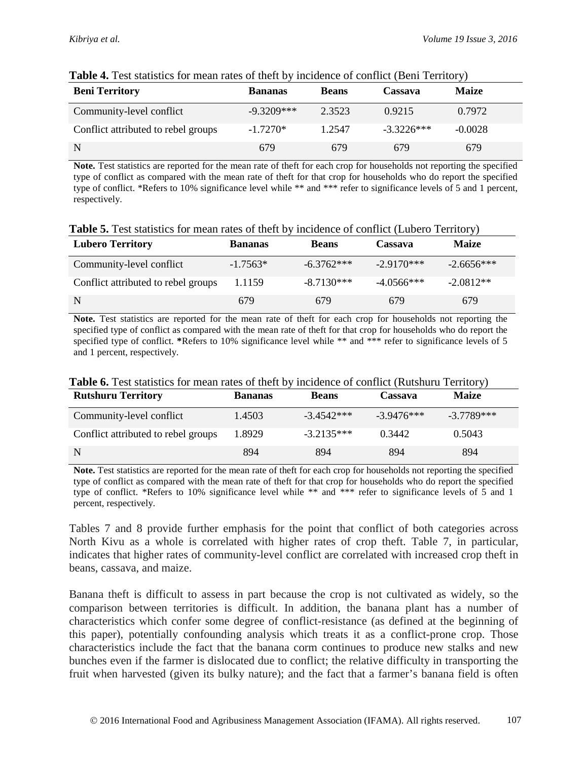**Table 4.** Test statistics for mean rates of theft by incidence of conflict (Beni Territory)

| Beni Territory | Bananas | Beans | Cassava | Maize |
|---|---|---|---|---|
| Community-level conflict | -9.3209*** | 2.3523 | 0.9215 | 0.7972 |
| Conflict attributed to rebel groups | -1.7270* | 1.2547 | -3.3226*** | -0.0028 |
| N | 679 | 679 | 679 | 679 |

**Note.** Test statistics are reported for the mean rate of theft for each crop for households not reporting the specified type of conflict as compared with the mean rate of theft for that crop for households who do report the specified type of conflict. *Refers to 10% significance level while ** and *** refer to significance levels of 5 and 1 percent, respectively.

**Table 5.** Test statistics for mean rates of theft by incidence of conflict (Lubero Territory)

| Lubero Territory | Bananas | Beans | Cassava | Maize |
|---|---|---|---|---|
| Community-level conflict | -1.7563* | -6.3762*** | -2.9170*** | -2.6656*** |
| Conflict attributed to rebel groups | 1.1159 | -8.7130*** | -4.0566*** | -2.0812** |
| N | 679 | 679 | 679 | 679 |

**Note.** Test statistics are reported for the mean rate of theft for each crop for households not reporting the specified type of conflict as compared with the mean rate of theft for that crop for households who do report the specified type of conflict. *Refers to 10% significance level while ** and *** refer to significance levels of 5 and 1 percent, respectively.

**Table 6.** Test statistics for mean rates of theft by incidence of conflict (Rutshuru Territory)

| Rutshuru Territory | Bananas | Beans | Cassava | Maize |
|---|---|---|---|---|
| Community-level conflict | 1.4503 | -3.4542*** | -3.9476*** | -3.7789*** |
| Conflict attributed to rebel groups | 1.8929 | -3.2135*** | 0.3442 | 0.5043 |
| N | 894 | 894 | 894 | 894 |

**Note.** Test statistics are reported for the mean rate of theft for each crop for households not reporting the specified type of conflict as compared with the mean rate of theft for that crop for households who do report the specified type of conflict. *Refers to 10% significance level while ** and *** refer to significance levels of 5 and 1 percent, respectively.

Tables 7 and 8 provide further emphasis for the point that conflict of both categories across North Kivu as a whole is correlated with higher rates of crop theft. Table 7, in particular, indicates that higher rates of community-level conflict are correlated with increased crop theft in beans, cassava, and maize.

Banana theft is difficult to assess in part because the crop is not cultivated as widely, so the comparison between territories is difficult. In addition, the banana plant has a number of characteristics which confer some degree of conflict-resistance (as defined at the beginning of this paper), potentially confounding analysis which treats it as a conflict-prone crop. Those characteristics include the fact that the banana corm continues to produce new stalks and new bunches even if the farmer is dislocated due to conflict; the relative difficulty in transporting the fruit when harvested (given its bulky nature); and the fact that a farmer's banana field is often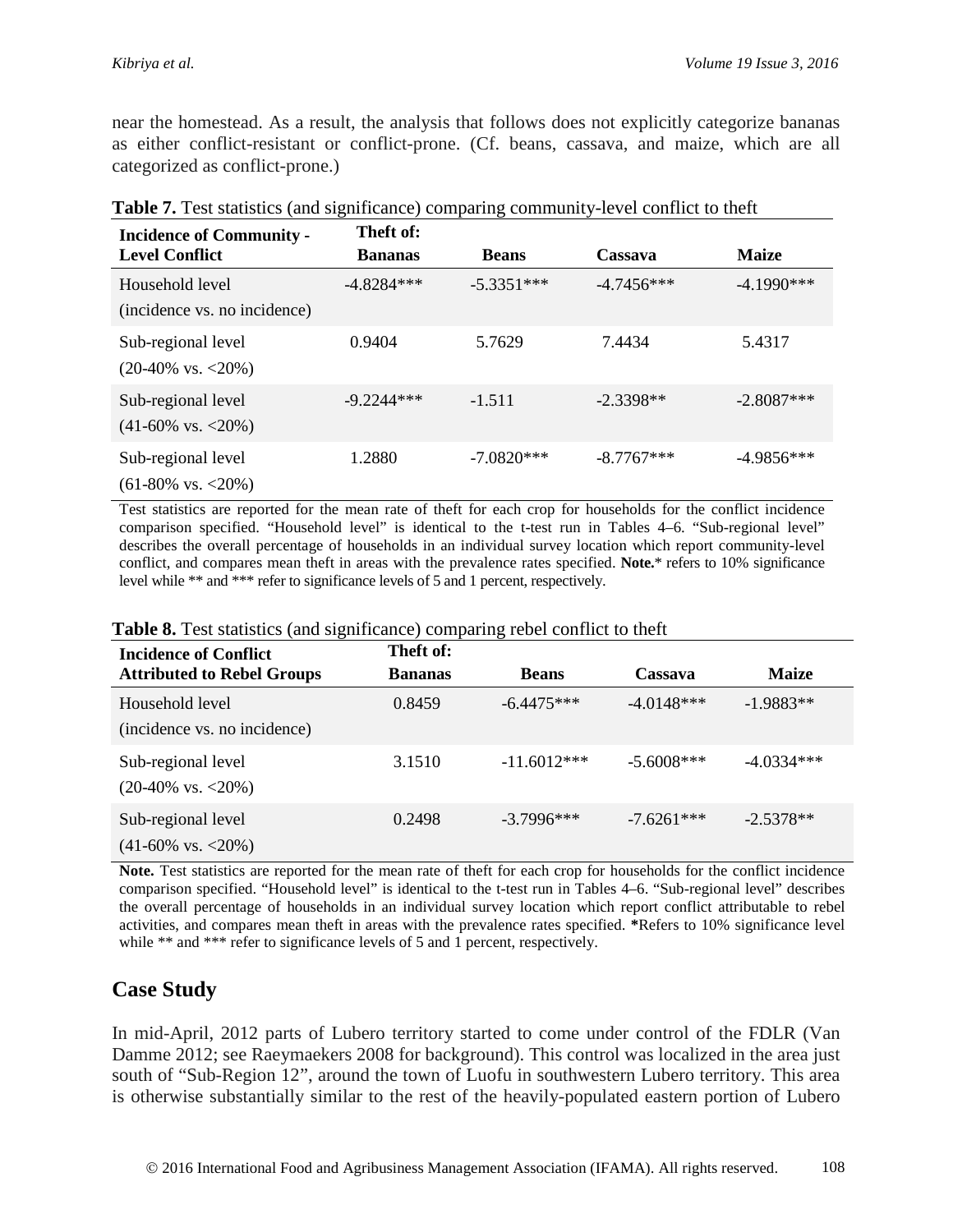near the homestead. As a result, the analysis that follows does not explicitly categorize bananas as either conflict-resistant or conflict-prone. (Cf. beans, cassava, and maize, which are all categorized as conflict-prone.)

**Table 7.** Test statistics (and significance) comparing community-level conflict to theft

| **Incidence of Community - Level Conflict** | **Theft of: Bananas** | **Beans** | **Cassava** | **Maize** |
|---|---|---|---|---|
| Household level (incidence vs. no incidence) | -4.8284*** | -5.3351*** | -4.7456*** | -4.1990*** |
| Sub-regional level (20-40% vs. <20%) | 0.9404 | 5.7629 | 7.4434 | 5.4317 |
| Sub-regional level (41-60% vs. <20%) | -9.2244*** | -1.511 | -2.3398** | -2.8087*** |
| Sub-regional level (61-80% vs. <20%) | 1.2880 | -7.0820*** | -8.7767*** | -4.9856*** |

Test statistics are reported for the mean rate of theft for each crop for households for the conflict incidence comparison specified. "Household level" is identical to the t-test run in Tables 4–6. "Sub-regional level" describes the overall percentage of households in an individual survey location which report community-level conflict, and compares mean theft in areas with the prevalence rates specified. **Note.*** refers to 10% significance level while ** and *** refer to significance levels of 5 and 1 percent, respectively.

**Table 8.** Test statistics (and significance) comparing rebel conflict to theft

| **Incidence of Conflict Attributed to Rebel Groups** | **Theft of: Bananas** | **Beans** | **Cassava** | **Maize** |
|---|---|---|---|---|
| Household level (incidence vs. no incidence) | 0.8459 | -6.4475*** | -4.0148*** | -1.9883** |
| Sub-regional level (20-40% vs. <20%) | 3.1510 | -11.6012*** | -5.6008*** | -4.0334*** |
| Sub-regional level (41-60% vs. <20%) | 0.2498 | -3.7996*** | -7.6261*** | -2.5378** |

**Note.** Test statistics are reported for the mean rate of theft for each crop for households for the conflict incidence comparison specified. "Household level" is identical to the t-test run in Tables 4–6. "Sub-regional level" describes the overall percentage of households in an individual survey location which report conflict attributable to rebel activities, and compares mean theft in areas with the prevalence rates specified. ***Refers to 10% significance level while ** and *** refer to significance levels of 5 and 1 percent, respectively.

## Case Study

In mid-April, 2012 parts of Lubero territory started to come under control of the FDLR (Van Damme 2012; see Raeymaekers 2008 for background). This control was localized in the area just south of "Sub-Region 12", around the town of Luofu in southwestern Lubero territory. This area is otherwise substantially similar to the rest of the heavily-populated eastern portion of Lubero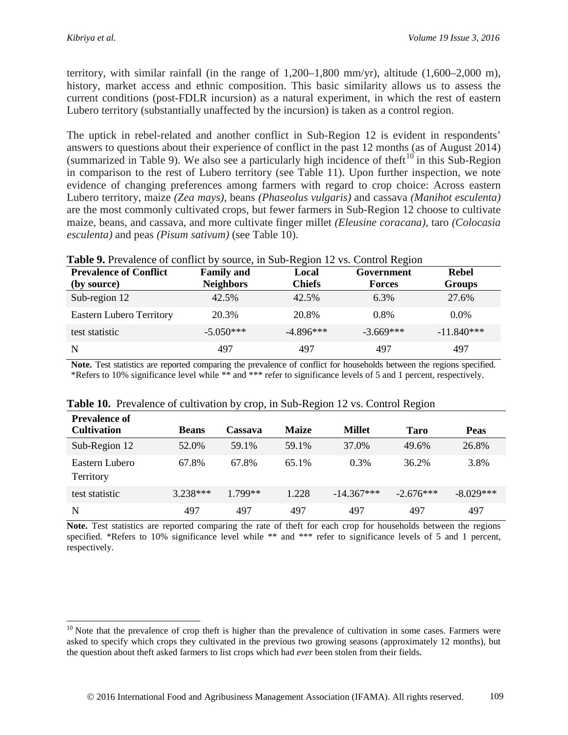territory, with similar rainfall (in the range of 1,200–1,800 mm/yr), altitude (1,600–2,000 m), history, market access and ethnic composition. This basic similarity allows us to assess the current conditions (post-FDLR incursion) as a natural experiment, in which the rest of eastern Lubero territory (substantially unaffected by the incursion) is taken as a control region.

The uptick in rebel-related and another conflict in Sub-Region 12 is evident in respondents' answers to questions about their experience of conflict in the past 12 months (as of August 2014) (summarized in Table 9). We also see a particularly high incidence of theft[10] in this Sub-Region in comparison to the rest of Lubero territory (see Table 11). Upon further inspection, we note evidence of changing preferences among farmers with regard to crop choice: Across eastern Lubero territory, maize *(Zea mays)*, beans *(Phaseolus vulgaris)* and cassava *(Manihot esculenta)* are the most commonly cultivated crops, but fewer farmers in Sub-Region 12 choose to cultivate maize, beans, and cassava, and more cultivate finger millet *(Eleusine coracana)*, taro *(Colocasia esculenta)* and peas *(Pisum sativum)* (see Table 10).

**Table 9.** Prevalence of conflict by source, in Sub-Region 12 vs. Control Region

| Prevalence of Conflict (by source) | Family and Neighbors | Local Chiefs | Government Forces | Rebel Groups |
|---|---|---|---|---|
| Sub-region 12 | 42.5% | 42.5% | 6.3% | 27.6% |
| Eastern Lubero Territory | 20.3% | 20.8% | 0.8% | 0.0% |
| test statistic | -5.050*** | -4.896*** | -3.669*** | -11.840*** |
| N | 497 | 497 | 497 | 497 |

**Note.** Test statistics are reported comparing the prevalence of conflict for households between the regions specified. *Refers to 10% significance level while ** and *** refer to significance levels of 5 and 1 percent, respectively.

**Table 10.** Prevalence of cultivation by crop, in Sub-Region 12 vs. Control Region

| Prevalence of Cultivation | Beans | Cassava | Maize | Millet | Taro | Peas |
|---|---|---|---|---|---|---|
| Sub-Region 12 | 52.0% | 59.1% | 59.1% | 37.0% | 49.6% | 26.8% |
| Eastern Lubero Territory | 67.8% | 67.8% | 65.1% | 0.3% | 36.2% | 3.8% |
| test statistic | 3.238*** | 1.799** | 1.228 | -14.367*** | -2.676*** | -8.029*** |
| N | 497 | 497 | 497 | 497 | 497 | 497 |

**Note.** Test statistics are reported comparing the rate of theft for each crop for households between the regions specified. *Refers to 10% significance level while ** and *** refer to significance levels of 5 and 1 percent, respectively.

[10] Note that the prevalence of crop theft is higher than the prevalence of cultivation in some cases. Farmers were asked to specify which crops they cultivated in the previous two growing seasons (approximately 12 months), but the question about theft asked farmers to list crops which had *ever* been stolen from their fields.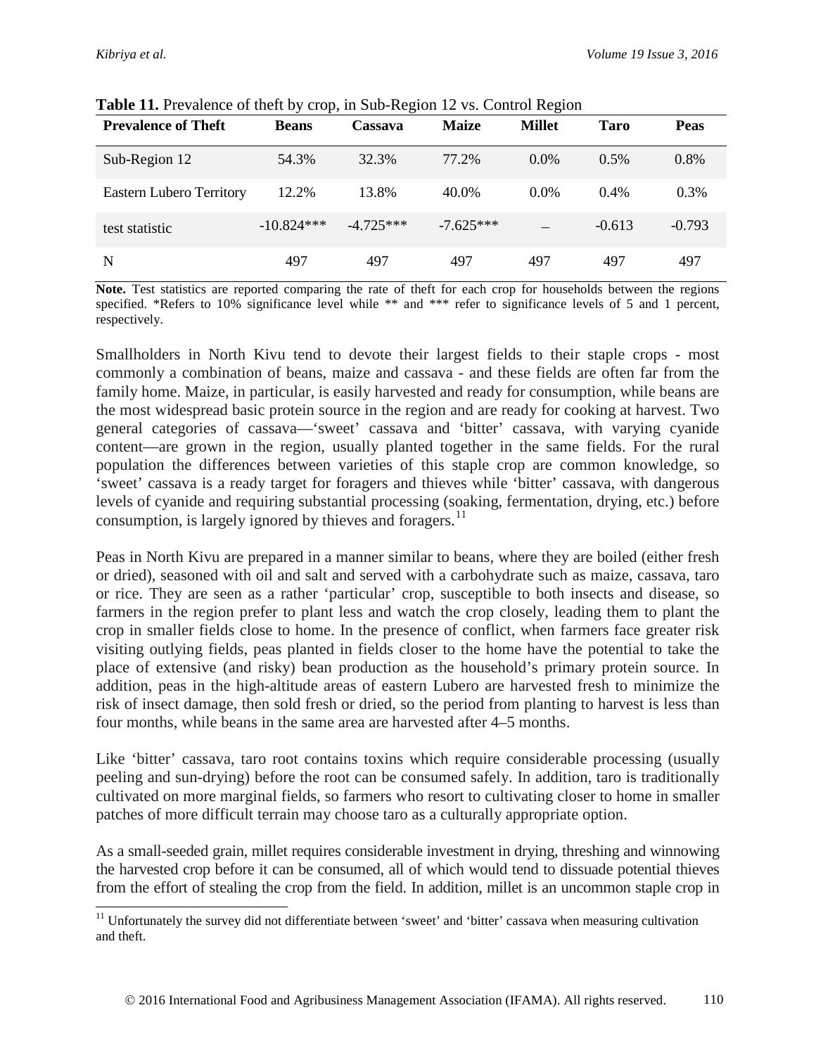**Table 11.** Prevalence of theft by crop, in Sub-Region 12 vs. Control Region

| Prevalence of Theft | Beans | Cassava | Maize | Millet | Taro | Peas |
|---|---|---|---|---|---|---|
| Sub-Region 12 | 54.3% | 32.3% | 77.2% | 0.0% | 0.5% | 0.8% |
| Eastern Lubero Territory | 12.2% | 13.8% | 40.0% | 0.0% | 0.4% | 0.3% |
| test statistic | -10.824*** | -4.725*** | -7.625*** | – | -0.613 | -0.793 |
| N | 497 | 497 | 497 | 497 | 497 | 497 |

**Note.** Test statistics are reported comparing the rate of theft for each crop for households between the regions specified. *Refers to 10% significance level while ** and *** refer to significance levels of 5 and 1 percent, respectively.

Smallholders in North Kivu tend to devote their largest fields to their staple crops - most commonly a combination of beans, maize and cassava - and these fields are often far from the family home. Maize, in particular, is easily harvested and ready for consumption, while beans are the most widespread basic protein source in the region and are ready for cooking at harvest. Two general categories of cassava—'sweet' cassava and 'bitter' cassava, with varying cyanide content—are grown in the region, usually planted together in the same fields. For the rural population the differences between varieties of this staple crop are common knowledge, so 'sweet' cassava is a ready target for foragers and thieves while 'bitter' cassava, with dangerous levels of cyanide and requiring substantial processing (soaking, fermentation, drying, etc.) before consumption, is largely ignored by thieves and foragers.[11]

Peas in North Kivu are prepared in a manner similar to beans, where they are boiled (either fresh or dried), seasoned with oil and salt and served with a carbohydrate such as maize, cassava, taro or rice. They are seen as a rather 'particular' crop, susceptible to both insects and disease, so farmers in the region prefer to plant less and watch the crop closely, leading them to plant the crop in smaller fields close to home. In the presence of conflict, when farmers face greater risk visiting outlying fields, peas planted in fields closer to the home have the potential to take the place of extensive (and risky) bean production as the household's primary protein source. In addition, peas in the high-altitude areas of eastern Lubero are harvested fresh to minimize the risk of insect damage, then sold fresh or dried, so the period from planting to harvest is less than four months, while beans in the same area are harvested after 4–5 months.

Like 'bitter' cassava, taro root contains toxins which require considerable processing (usually peeling and sun-drying) before the root can be consumed safely. In addition, taro is traditionally cultivated on more marginal fields, so farmers who resort to cultivating closer to home in smaller patches of more difficult terrain may choose taro as a culturally appropriate option.

As a small-seeded grain, millet requires considerable investment in drying, threshing and winnowing the harvested crop before it can be consumed, all of which would tend to dissuade potential thieves from the effort of stealing the crop from the field. In addition, millet is an uncommon staple crop in

[11] Unfortunately the survey did not differentiate between 'sweet' and 'bitter' cassava when measuring cultivation and theft.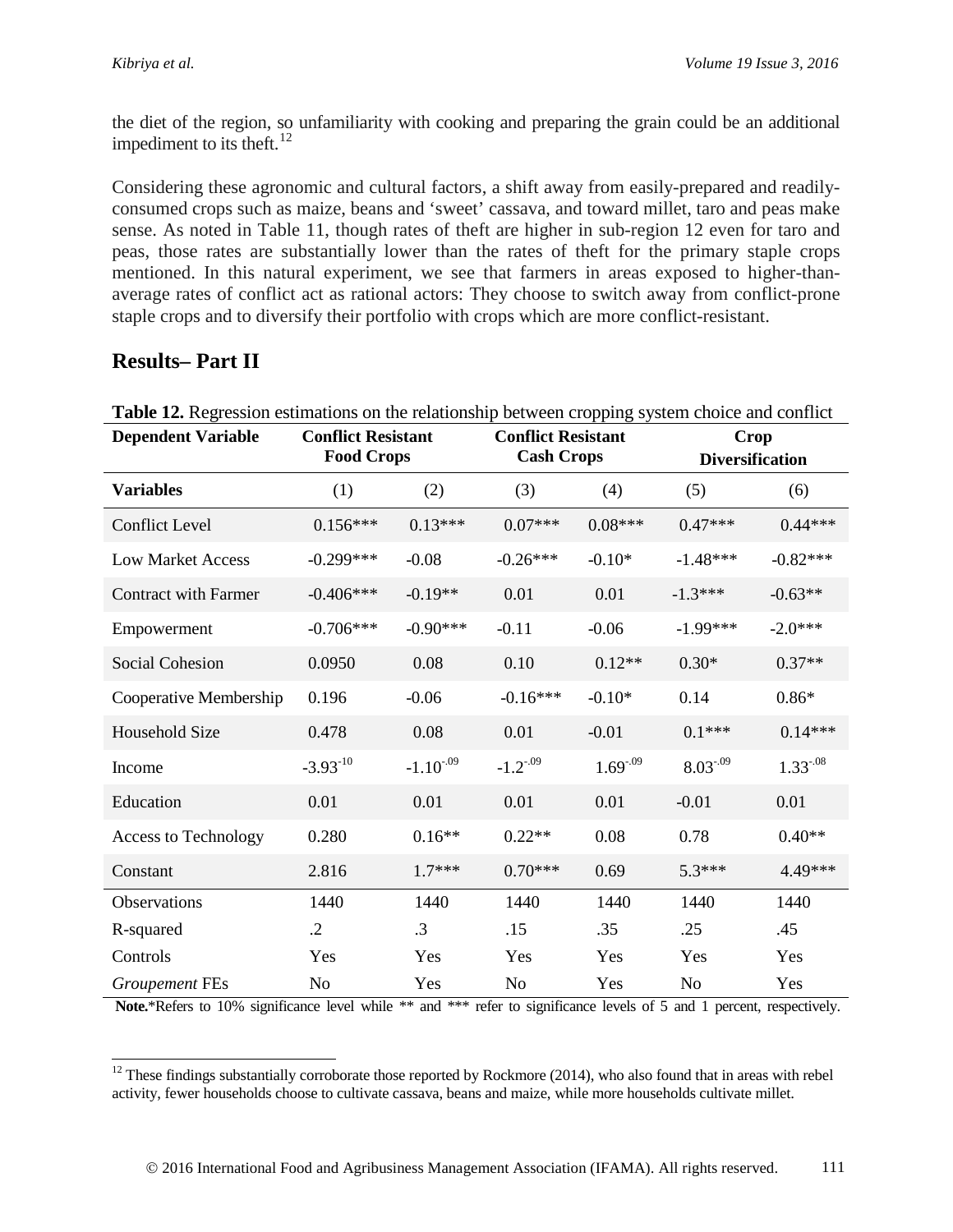the diet of the region, so unfamiliarity with cooking and preparing the grain could be an additional impediment to its theft.[12]

Considering these agronomic and cultural factors, a shift away from easily-prepared and readily-consumed crops such as maize, beans and 'sweet' cassava, and toward millet, taro and peas make sense. As noted in Table 11, though rates of theft are higher in sub-region 12 even for taro and peas, those rates are substantially lower than the rates of theft for the primary staple crops mentioned. In this natural experiment, we see that farmers in areas exposed to higher-than-average rates of conflict act as rational actors: They choose to switch away from conflict-prone staple crops and to diversify their portfolio with crops which are more conflict-resistant.

## Results– Part II

**Table 12.** Regression estimations on the relationship between cropping system choice and conflict

| Dependent Variable | Conflict Resistant Food Crops | | Conflict Resistant Cash Crops | | Crop Diversification | |
|---|---|---|---|---|---|---|
| **Variables** | (1) | (2) | (3) | (4) | (5) | (6) |
| Conflict Level | 0.156*** | 0.13*** | 0.07*** | 0.08*** | 0.47*** | 0.44*** |
| Low Market Access | -0.299*** | -0.08 | -0.26*** | -0.10* | -1.48*** | -0.82*** |
| Contract with Farmer | -0.406*** | -0.19** | 0.01 | 0.01 | -1.3*** | -0.63** |
| Empowerment | -0.706*** | -0.90*** | -0.11 | -0.06 | -1.99*** | -2.0*** |
| Social Cohesion | 0.0950 | 0.08 | 0.10 | 0.12** | 0.30* | 0.37** |
| Cooperative Membership | 0.196 | -0.06 | -0.16*** | -0.10* | 0.14 | 0.86* |
| Household Size | 0.478 | 0.08 | 0.01 | -0.01 | 0.1*** | 0.14*** |
| Income | $-3.93^{-10}$ | $-1.10^{-.09}$ | $-1.2^{-.09}$ | $1.69^{-.09}$ | $8.03^{-.09}$ | $1.33^{-.08}$ |
| Education | 0.01 | 0.01 | 0.01 | 0.01 | -0.01 | 0.01 |
| Access to Technology | 0.280 | 0.16** | 0.22** | 0.08 | 0.78 | 0.40** |
| Constant | 2.816 | 1.7*** | 0.70*** | 0.69 | 5.3*** | 4.49*** |
| Observations | 1440 | 1440 | 1440 | 1440 | 1440 | 1440 |
| R-squared | .2 | .3 | .15 | .35 | .25 | .45 |
| Controls | Yes | Yes | Yes | Yes | Yes | Yes |
| *Groupement* FEs | No | Yes | No | Yes | No | Yes |

**Note.***Refers to 10% significance level while ** and *** refer to significance levels of 5 and 1 percent, respectively.

[12] These findings substantially corroborate those reported by Rockmore (2014), who also found that in areas with rebel activity, fewer households choose to cultivate cassava, beans and maize, while more households cultivate millet.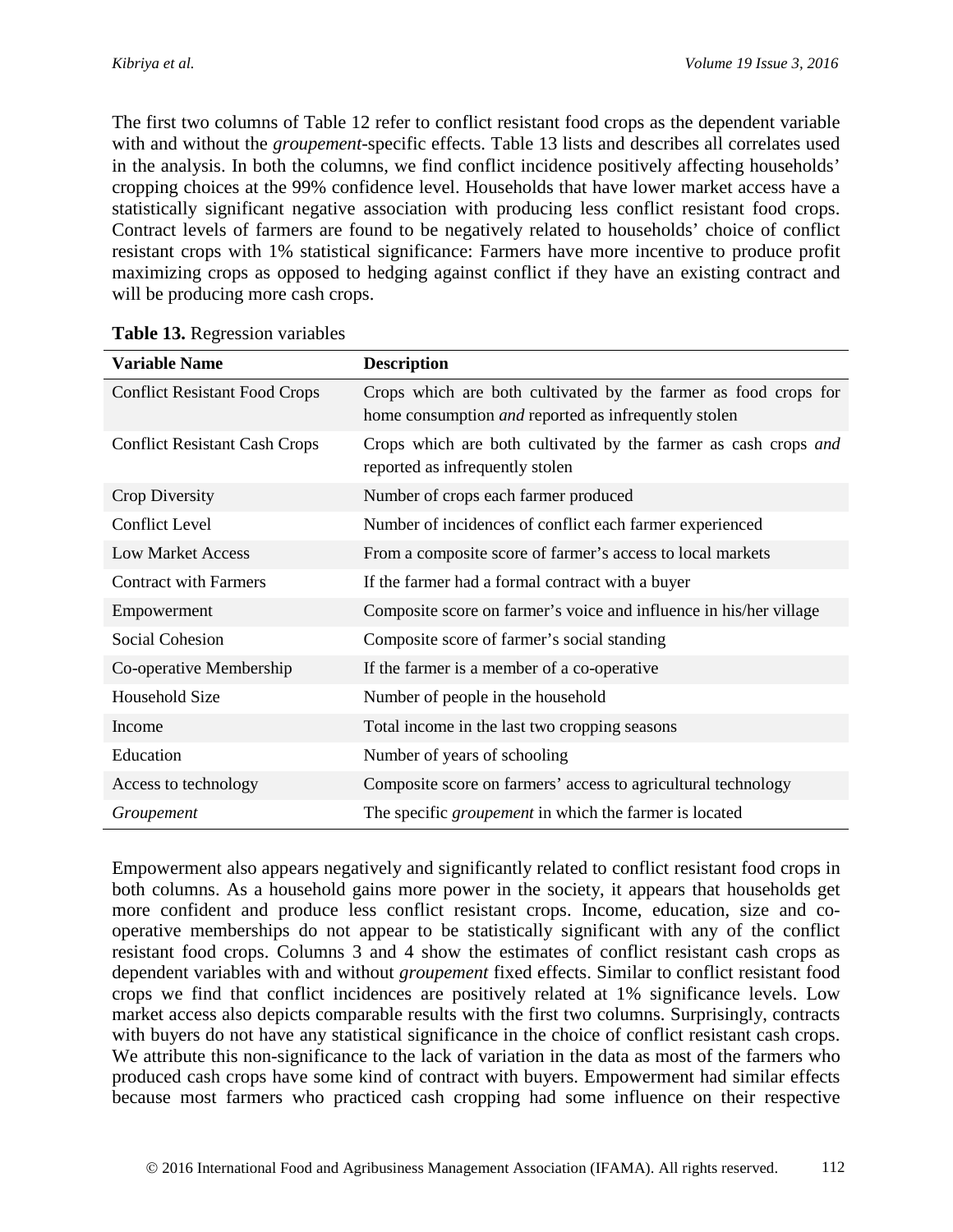The first two columns of Table 12 refer to conflict resistant food crops as the dependent variable with and without the *groupement*-specific effects. Table 13 lists and describes all correlates used in the analysis. In both the columns, we find conflict incidence positively affecting households' cropping choices at the 99% confidence level. Households that have lower market access have a statistically significant negative association with producing less conflict resistant food crops. Contract levels of farmers are found to be negatively related to households' choice of conflict resistant crops with 1% statistical significance: Farmers have more incentive to produce profit maximizing crops as opposed to hedging against conflict if they have an existing contract and will be producing more cash crops.

**Table 13.** Regression variables

| Variable Name | Description |
|---|---|
| Conflict Resistant Food Crops | Crops which are both cultivated by the farmer as food crops for home consumption *and* reported as infrequently stolen |
| Conflict Resistant Cash Crops | Crops which are both cultivated by the farmer as cash crops *and* reported as infrequently stolen |
| Crop Diversity | Number of crops each farmer produced |
| Conflict Level | Number of incidences of conflict each farmer experienced |
| Low Market Access | From a composite score of farmer's access to local markets |
| Contract with Farmers | If the farmer had a formal contract with a buyer |
| Empowerment | Composite score on farmer's voice and influence in his/her village |
| Social Cohesion | Composite score of farmer's social standing |
| Co-operative Membership | If the farmer is a member of a co-operative |
| Household Size | Number of people in the household |
| Income | Total income in the last two cropping seasons |
| Education | Number of years of schooling |
| Access to technology | Composite score on farmers' access to agricultural technology |
| *Groupement* | The specific *groupement* in which the farmer is located |

Empowerment also appears negatively and significantly related to conflict resistant food crops in both columns. As a household gains more power in the society, it appears that households get more confident and produce less conflict resistant crops. Income, education, size and co-operative memberships do not appear to be statistically significant with any of the conflict resistant food crops. Columns 3 and 4 show the estimates of conflict resistant cash crops as dependent variables with and without *groupement* fixed effects. Similar to conflict resistant food crops we find that conflict incidences are positively related at 1% significance levels. Low market access also depicts comparable results with the first two columns. Surprisingly, contracts with buyers do not have any statistical significance in the choice of conflict resistant cash crops. We attribute this non-significance to the lack of variation in the data as most of the farmers who produced cash crops have some kind of contract with buyers. Empowerment had similar effects because most farmers who practiced cash cropping had some influence on their respective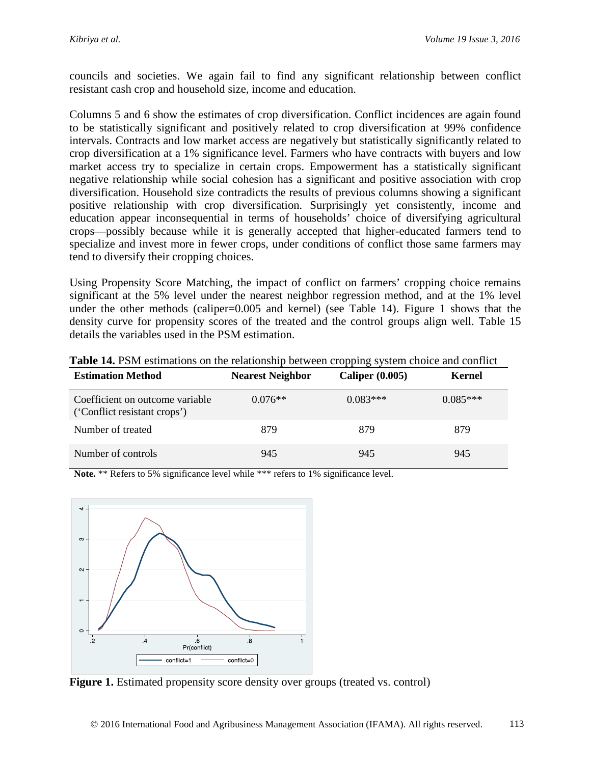councils and societies. We again fail to find any significant relationship between conflict resistant cash crop and household size, income and education.

Columns 5 and 6 show the estimates of crop diversification. Conflict incidences are again found to be statistically significant and positively related to crop diversification at 99% confidence intervals. Contracts and low market access are negatively but statistically significantly related to crop diversification at a 1% significance level. Farmers who have contracts with buyers and low market access try to specialize in certain crops. Empowerment has a statistically significant negative relationship while social cohesion has a significant and positive association with crop diversification. Household size contradicts the results of previous columns showing a significant positive relationship with crop diversification. Surprisingly yet consistently, income and education appear inconsequential in terms of households' choice of diversifying agricultural crops—possibly because while it is generally accepted that higher-educated farmers tend to specialize and invest more in fewer crops, under conditions of conflict those same farmers may tend to diversify their cropping choices.

Using Propensity Score Matching, the impact of conflict on farmers' cropping choice remains significant at the 5% level under the nearest neighbor regression method, and at the 1% level under the other methods (caliper=0.005 and kernel) (see Table 14). Figure 1 shows that the density curve for propensity scores of the treated and the control groups align well. Table 15 details the variables used in the PSM estimation.

**Table 14.** PSM estimations on the relationship between cropping system choice and conflict

| Estimation Method | Nearest Neighbor | Caliper (0.005) | Kernel |
|---|---|---|---|
| Coefficient on outcome variable ('Conflict resistant crops') | 0.076** | 0.083*** | 0.085*** |
| Number of treated | 879 | 879 | 879 |
| Number of controls | 945 | 945 | 945 |

**Note.** ** Refers to 5% significance level while *** refers to 1% significance level.

4
3
2
1
0
.2
.4
.6
.8
1
Pr(conflict)
conflict=1
conflict=0

**Figure 1.** Estimated propensity score density over groups (treated vs. control)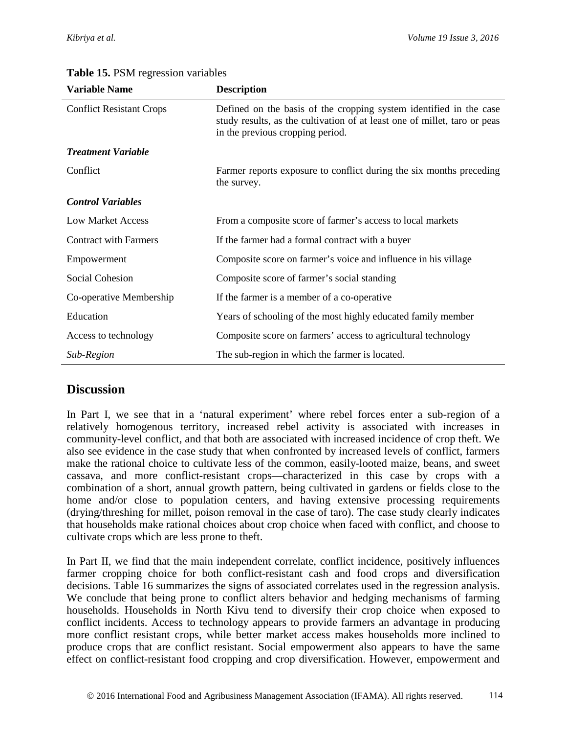**Table 15.** PSM regression variables

| Variable Name | Description |
|---|---|
| Conflict Resistant Crops | Defined on the basis of the cropping system identified in the case study results, as the cultivation of at least one of millet, taro or peas in the previous cropping period. |
| ***Treatment Variable*** | |
| Conflict | Farmer reports exposure to conflict during the six months preceding the survey. |
| ***Control Variables*** | |
| Low Market Access | From a composite score of farmer's access to local markets |
| Contract with Farmers | If the farmer had a formal contract with a buyer |
| Empowerment | Composite score on farmer's voice and influence in his village |
| Social Cohesion | Composite score of farmer's social standing |
| Co-operative Membership | If the farmer is a member of a co-operative |
| Education | Years of schooling of the most highly educated family member |
| Access to technology | Composite score on farmers' access to agricultural technology |
| *Sub-Region* | The sub-region in which the farmer is located. |

## Discussion

In Part I, we see that in a 'natural experiment' where rebel forces enter a sub-region of a relatively homogenous territory, increased rebel activity is associated with increases in community-level conflict, and that both are associated with increased incidence of crop theft. We also see evidence in the case study that when confronted by increased levels of conflict, farmers make the rational choice to cultivate less of the common, easily-looted maize, beans, and sweet cassava, and more conflict-resistant crops—characterized in this case by crops with a combination of a short, annual growth pattern, being cultivated in gardens or fields close to the home and/or close to population centers, and having extensive processing requirements (drying/threshing for millet, poison removal in the case of taro). The case study clearly indicates that households make rational choices about crop choice when faced with conflict, and choose to cultivate crops which are less prone to theft.

In Part II, we find that the main independent correlate, conflict incidence, positively influences farmer cropping choice for both conflict-resistant cash and food crops and diversification decisions. Table 16 summarizes the signs of associated correlates used in the regression analysis. We conclude that being prone to conflict alters behavior and hedging mechanisms of farming households. Households in North Kivu tend to diversify their crop choice when exposed to conflict incidents. Access to technology appears to provide farmers an advantage in producing more conflict resistant crops, while better market access makes households more inclined to produce crops that are conflict resistant. Social empowerment also appears to have the same effect on conflict-resistant food cropping and crop diversification. However, empowerment and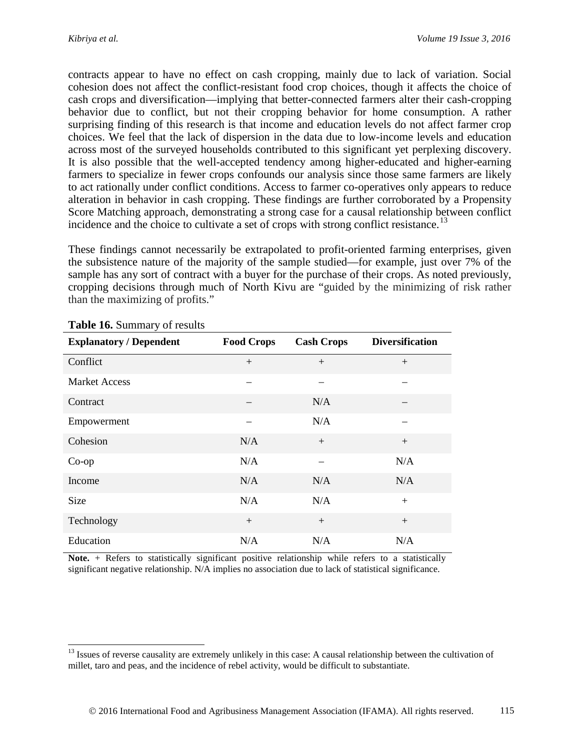contracts appear to have no effect on cash cropping, mainly due to lack of variation. Social cohesion does not affect the conflict-resistant food crop choices, though it affects the choice of cash crops and diversification—implying that better-connected farmers alter their cash-cropping behavior due to conflict, but not their cropping behavior for home consumption. A rather surprising finding of this research is that income and education levels do not affect farmer crop choices. We feel that the lack of dispersion in the data due to low-income levels and education across most of the surveyed households contributed to this significant yet perplexing discovery. It is also possible that the well-accepted tendency among higher-educated and higher-earning farmers to specialize in fewer crops confounds our analysis since those same farmers are likely to act rationally under conflict conditions. Access to farmer co-operatives only appears to reduce alteration in behavior in cash cropping. These findings are further corroborated by a Propensity Score Matching approach, demonstrating a strong case for a causal relationship between conflict incidence and the choice to cultivate a set of crops with strong conflict resistance.[13]

These findings cannot necessarily be extrapolated to profit-oriented farming enterprises, given the subsistence nature of the majority of the sample studied—for example, just over 7% of the sample has any sort of contract with a buyer for the purchase of their crops. As noted previously, cropping decisions through much of North Kivu are "guided by the minimizing of risk rather than the maximizing of profits."

**Table 16.** Summary of results

| Explanatory / Dependent | Food Crops | Cash Crops | Diversification |
|---|---|---|---|
| Conflict | + | + | + |
| Market Access | – | – | – |
| Contract | – | N/A | – |
| Empowerment | – | N/A | – |
| Cohesion | N/A | + | + |
| Co-op | N/A | – | N/A |
| Income | N/A | N/A | N/A |
| Size | N/A | N/A | + |
| Technology | + | + | + |
| Education | N/A | N/A | N/A |

**Note.** + Refers to statistically significant positive relationship while refers to a statistically significant negative relationship. N/A implies no association due to lack of statistical significance.

[13] Issues of reverse causality are extremely unlikely in this case: A causal relationship between the cultivation of millet, taro and peas, and the incidence of rebel activity, would be difficult to substantiate.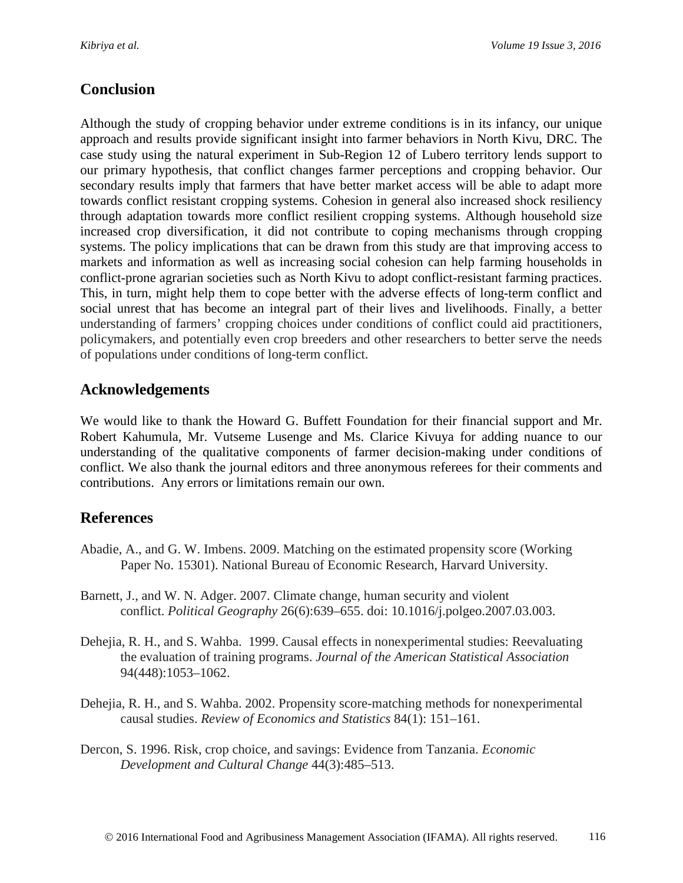## Conclusion

Although the study of cropping behavior under extreme conditions is in its infancy, our unique approach and results provide significant insight into farmer behaviors in North Kivu, DRC. The case study using the natural experiment in Sub-Region 12 of Lubero territory lends support to our primary hypothesis, that conflict changes farmer perceptions and cropping behavior. Our secondary results imply that farmers that have better market access will be able to adapt more towards conflict resistant cropping systems. Cohesion in general also increased shock resiliency through adaptation towards more conflict resilient cropping systems. Although household size increased crop diversification, it did not contribute to coping mechanisms through cropping systems. The policy implications that can be drawn from this study are that improving access to markets and information as well as increasing social cohesion can help farming households in conflict-prone agrarian societies such as North Kivu to adopt conflict-resistant farming practices. This, in turn, might help them to cope better with the adverse effects of long-term conflict and social unrest that has become an integral part of their lives and livelihoods. Finally, a better understanding of farmers' cropping choices under conditions of conflict could aid practitioners, policymakers, and potentially even crop breeders and other researchers to better serve the needs of populations under conditions of long-term conflict.

## Acknowledgements

We would like to thank the Howard G. Buffett Foundation for their financial support and Mr. Robert Kahumula, Mr. Vutseme Lusenge and Ms. Clarice Kivuya for adding nuance to our understanding of the qualitative components of farmer decision-making under conditions of conflict. We also thank the journal editors and three anonymous referees for their comments and contributions. Any errors or limitations remain our own.

## References

Abadie, A., and G. W. Imbens. 2009. Matching on the estimated propensity score (Working Paper No. 15301). National Bureau of Economic Research, Harvard University.

Barnett, J., and W. N. Adger. 2007. Climate change, human security and violent conflict. *Political Geography* 26(6):639–655. doi: 10.1016/j.polgeo.2007.03.003.

Dehejia, R. H., and S. Wahba. 1999. Causal effects in nonexperimental studies: Reevaluating the evaluation of training programs. *Journal of the American Statistical Association* 94(448):1053–1062.

Dehejia, R. H., and S. Wahba. 2002. Propensity score-matching methods for nonexperimental causal studies. *Review of Economics and Statistics* 84(1): 151–161.

Dercon, S. 1996. Risk, crop choice, and savings: Evidence from Tanzania. *Economic Development and Cultural Change* 44(3):485–513.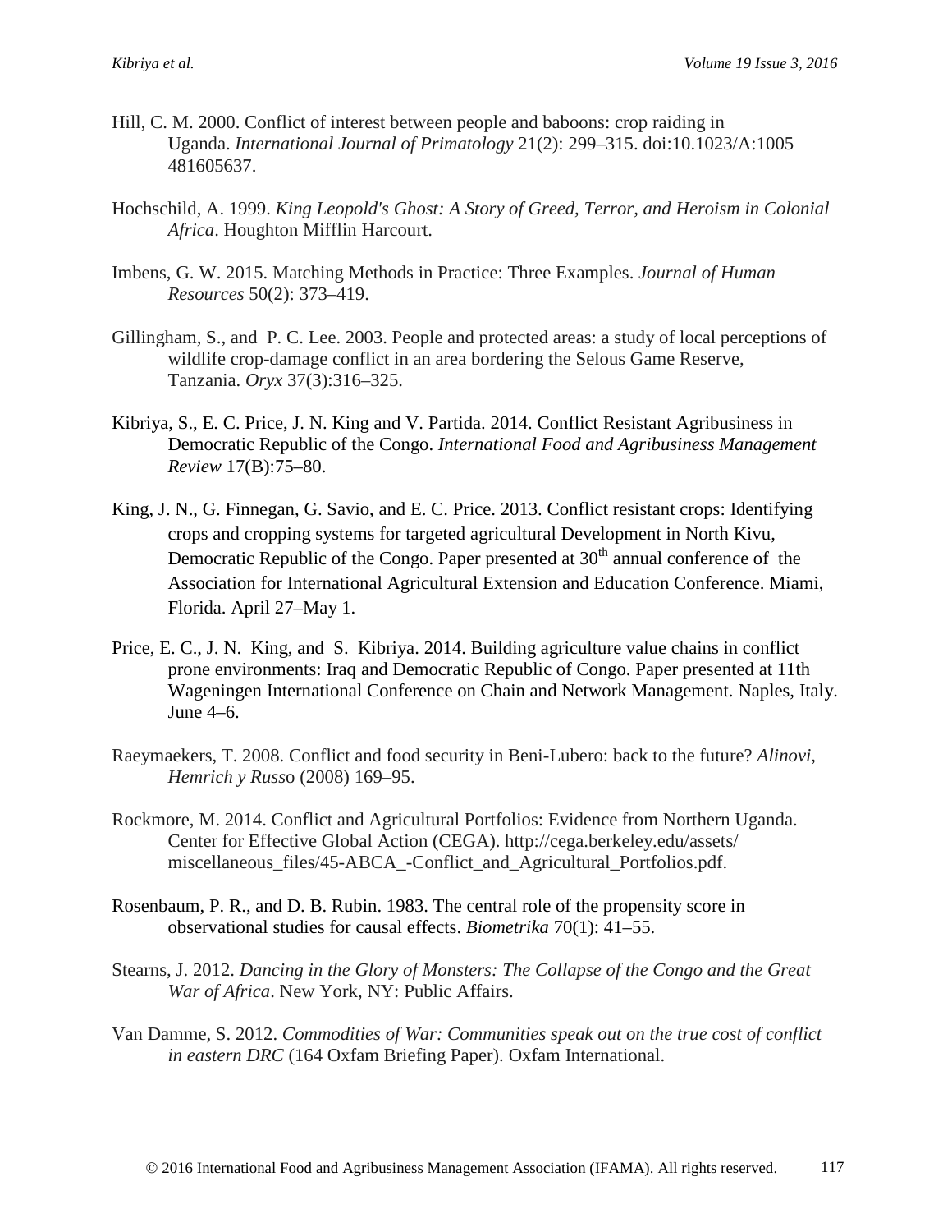Hill, C. M. 2000. Conflict of interest between people and baboons: crop raiding in Uganda. *International Journal of Primatology* 21(2): 299–315. doi:10.1023/A:1005 481605637.

Hochschild, A. 1999. *King Leopold's Ghost: A Story of Greed, Terror, and Heroism in Colonial Africa*. Houghton Mifflin Harcourt.

Imbens, G. W. 2015. Matching Methods in Practice: Three Examples. *Journal of Human Resources* 50(2): 373–419.

Gillingham, S., and P. C. Lee. 2003. People and protected areas: a study of local perceptions of wildlife crop-damage conflict in an area bordering the Selous Game Reserve, Tanzania. *Oryx* 37(3):316–325.

Kibriya, S., E. C. Price, J. N. King and V. Partida. 2014. Conflict Resistant Agribusiness in Democratic Republic of the Congo. *International Food and Agribusiness Management Review* 17(B):75–80.

King, J. N., G. Finnegan, G. Savio, and E. C. Price. 2013. Conflict resistant crops: Identifying crops and cropping systems for targeted agricultural Development in North Kivu, Democratic Republic of the Congo. Paper presented at 30th annual conference of the Association for International Agricultural Extension and Education Conference. Miami, Florida. April 27–May 1.

Price, E. C., J. N. King, and S. Kibriya. 2014. Building agriculture value chains in conflict prone environments: Iraq and Democratic Republic of Congo. Paper presented at 11th Wageningen International Conference on Chain and Network Management. Naples, Italy. June 4–6.

Raeymaekers, T. 2008. Conflict and food security in Beni-Lubero: back to the future? *Alinovi, Hemrich y Russo* (2008) 169–95.

Rockmore, M. 2014. Conflict and Agricultural Portfolios: Evidence from Northern Uganda. Center for Effective Global Action (CEGA). http://cega.berkeley.edu/assets/miscellaneous_files/45-ABCA_-Conflict_and_Agricultural_Portfolios.pdf.

Rosenbaum, P. R., and D. B. Rubin. 1983. The central role of the propensity score in observational studies for causal effects. *Biometrika* 70(1): 41–55.

Stearns, J. 2012. *Dancing in the Glory of Monsters: The Collapse of the Congo and the Great War of Africa*. New York, NY: Public Affairs.

Van Damme, S. 2012. *Commodities of War: Communities speak out on the true cost of conflict in eastern DRC* (164 Oxfam Briefing Paper). Oxfam International.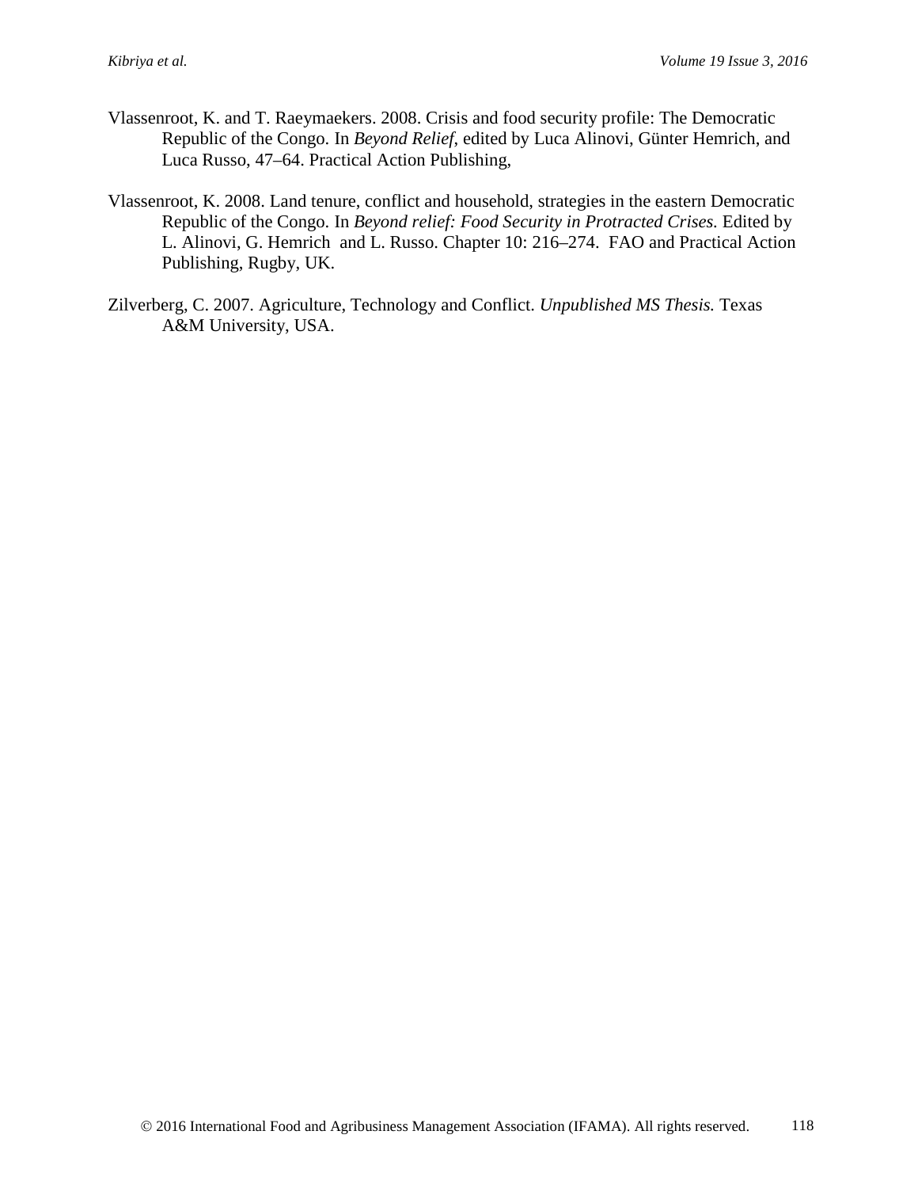Vlassenroot, K. and T. Raeymaekers. 2008. Crisis and food security profile: The Democratic Republic of the Congo. In *Beyond Relief*, edited by Luca Alinovi, Günter Hemrich, and Luca Russo, 47–64. Practical Action Publishing,

Vlassenroot, K. 2008. Land tenure, conflict and household, strategies in the eastern Democratic Republic of the Congo. In *Beyond relief: Food Security in Protracted Crises.* Edited by L. Alinovi, G. Hemrich and L. Russo. Chapter 10: 216–274. FAO and Practical Action Publishing, Rugby, UK.

Zilverberg, C. 2007. Agriculture, Technology and Conflict. *Unpublished MS Thesis.* Texas A&M University, USA.